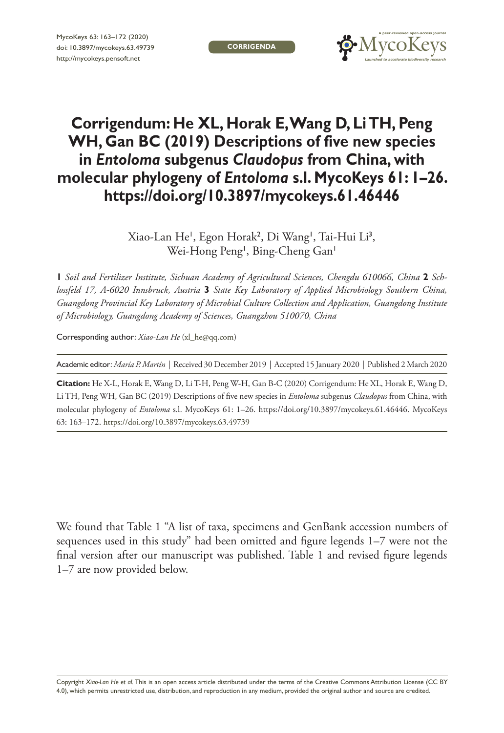CORRIGENDA

# Corrigendum: He XL, Horak E, Wang D, Li TH, Peng WH, Gan BC (2019) Descriptions of five new species in *Entoloma* subgenus *Claudopus* from China, with molecular phylogeny of *Entoloma* s.l. MycoKeys 61: 1–26. https://doi.org/10.3897/mycokeys.61.46446

Xiao-Lan He[1], Egon Horak[2], Di Wang[1], Tai-Hui Li[3], Wei-Hong Peng[1], Bing-Cheng Gan[1]

**1** *Soil and Fertilizer Institute, Sichuan Academy of Agricultural Sciences, Chengdu 610066, China* **2** *Schlossfeld 17, A-6020 Innsbruck, Austria* **3** *State Key Laboratory of Applied Microbiology Southern China, Guangdong Provincial Key Laboratory of Microbial Culture Collection and Application, Guangdong Institute of Microbiology, Guangdong Academy of Sciences, Guangzhou 510070, China*

Corresponding author: *Xiao-Lan He* (xl_he@qq.com)

Academic editor: *María P. Martín* | Received 30 December 2019 | Accepted 15 January 2020 | Published 2 March 2020

**Citation:** He X-L, Horak E, Wang D, Li T-H, Peng W-H, Gan B-C (2020) Corrigendum: He XL, Horak E, Wang D, Li TH, Peng WH, Gan BC (2019) Descriptions of five new species in *Entoloma* subgenus *Claudopus* from China, with molecular phylogeny of *Entoloma* s.l. MycoKeys 61: 1–26. https://doi.org/10.3897/mycokeys.61.46446. MycoKeys 63: 163–172. https://doi.org/10.3897/mycokeys.63.49739

We found that Table 1 "A list of taxa, specimens and GenBank accession numbers of sequences used in this study" had been omitted and figure legends 1–7 were not the final version after our manuscript was published. Table 1 and revised figure legends 1–7 are now provided below.

Copyright *Xiao-Lan He et al.* This is an open access article distributed under the terms of the Creative Commons Attribution License (CC BY 4.0), which permits unrestricted use, distribution, and reproduction in any medium, provided the original author and source are credited.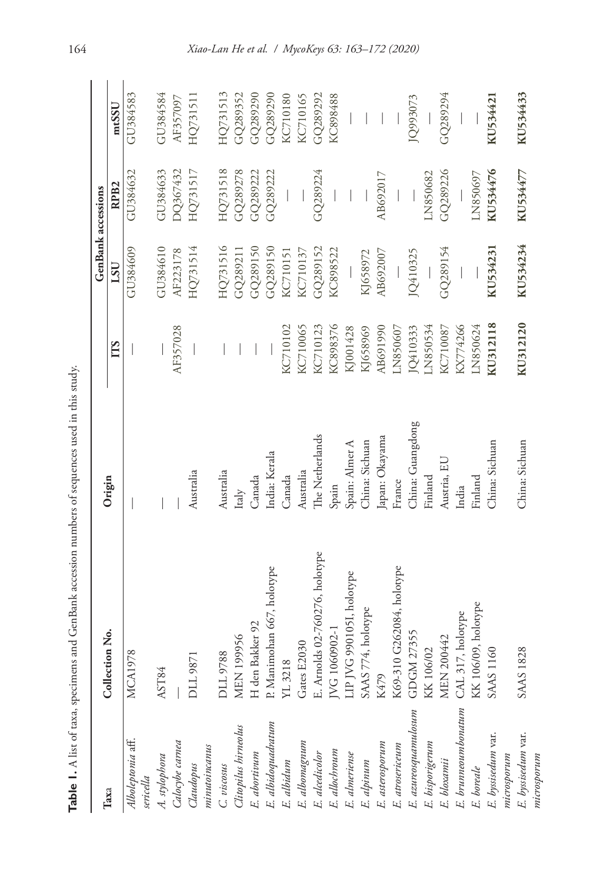**Table 1.** A list of taxa, specimens and GenBank accession numbers of sequences used in this study.

| Taxa | Collection No. | Origin | GenBank accessions | | | |
|---|---|---|---|---|---|---|
| | | | ITS | LSU | RPB2 | mtSSU |
| *Alboleptonia* aff. *sericella* | MCA1978 | — | — | GU384609 | GU384632 | GU384583 |
| *A. stylophora* | AST84 | — | — | GU384610 | GU384633 | GU384584 |
| *Calocybe carnea* | — | — | AF357028 | AF223178 | DQ367432 | AF357097 |
| *Claudopus minutoincanus* | DLL 9871 | Australia | — | HQ731514 | HQ731517 | HQ731511 |
| *C. viscosus* | DLL 9788 | Australia | — | HQ731516 | HQ731518 | HQ731513 |
| *Clitopilus hirneolus* | MEN 199956 | Italy | — | GQ289211 | GQ289278 | GQ289352 |
| *E. abortivum* | H den Bakker 92 | Canada | — | GQ289150 | GQ289222 | GQ289290 |
| *E. albidoquadratum* | P. Manimohan 667, holotype | India: Kerala | — | GQ289150 | GQ289222 | GQ289290 |
| *E. albidum* | YL 3218 | Canada | KC710102 | KC710151 | — | KC710180 |
| *E. albomagnum* | Gates E2030 | Australia | KC710065 | KC710137 | — | KC710165 |
| *E. alcedicolor* | E. Arnolds 02-760276, holotype | The Netherlands | KC710123 | GQ289152 | GQ289224 | GQ289292 |
| *E. allochroum* | JVG 1060902-1 | Spain | KC898376 | KC898522 | — | KC898488 |
| *E. almeriense* | LIP JVG 9901051, holotype | Spain: Almer A | KJ001428 | — | — | — |
| *E. alpinum* | SAAS 774, holotype | China: Sichuan | KJ658969 | KJ658972 | — | — |
| *E. asterosporum* | K479 | Japan: Okayama | AB691990 | AB692007 | AB692017 | — |
| *E. atrosericeum* | K69-310 G262084, holotype | France | LN850607 | — | — | — |
| *E. azureosquamulosum* | GDGM 27355 | China: Guangdong | JQ410333 | JQ410325 | — | JQ993073 |
| *E. bisporigerum* | KK 106/02 | Finland | LN850534 | — | LN850682 | — |
| *E. bloxamii* | MEN 200442 | Austria, EU | KC710087 | GQ289154 | GQ289226 | GQ289294 |
| *E. brunneoumbonatum* | CAL 317, holotype | India | KX774266 | — | — | — |
| *E. boreale* | KK 106/09, holotype | Finland | LN850624 | — | LN850697 | — |
| *E. byssisedum* var. *microsporum* | SAAS 1160 | China: Sichuan | **KU312118** | **KU534231** | **KU534476** | **KU534421** |
| *E. byssisedum* var. *microsporum* | SAAS 1828 | China: Sichuan | **KU312120** | **KU534234** | **KU534477** | **KU534433** |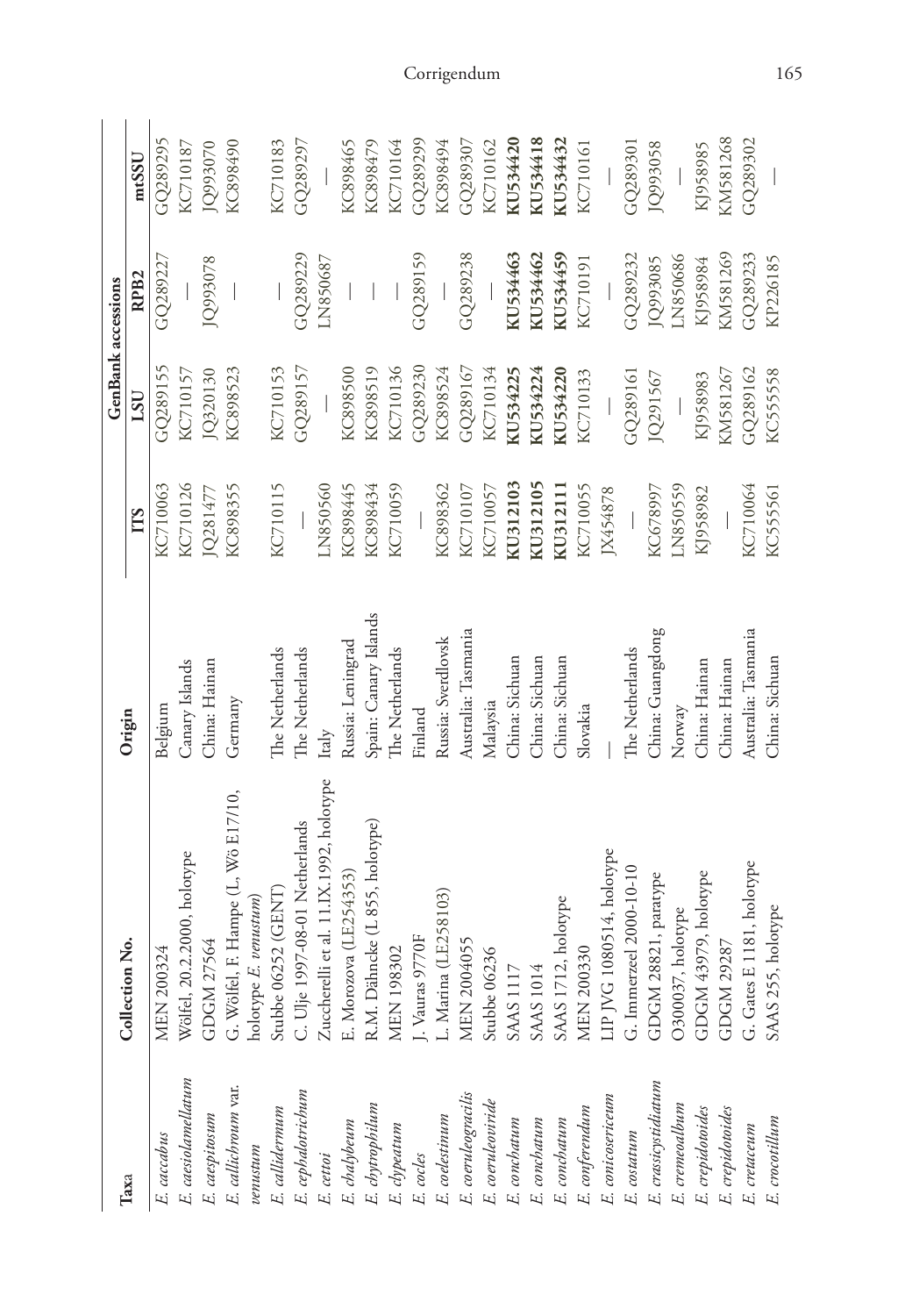| Taxa | Collection No. | Origin | GenBank accessions | | | |
|---|---|---|---|---|---|---|
| | | | ITS | LSU | RPB2 | mtSSU |
| *E. caccabus* | MEN 200324 | Belgium | KC710063 | GQ289155 | GQ289227 | GQ289295 |
| *E. caesiolamellatum* | Wölfel, 20.2.2000, holotype | Canary Islands | KC710126 | KC710157 | — | KC710187 |
| *E. caespitosum* | GDGM 27564 | China: Hainan | JQ281477 | JQ320130 | JQ993078 | JQ993070 |
| *E. callichroum* var. *venustum* | G. Wölfel, F. Hampe (L, Wö E17/10, holotype *E. venustum*) | Germany | KC898355 | KC898523 | — | KC898490 |
| *E. callidermum* | Stubbe 06252 (GENT) | The Netherlands | KC710115 | KC710153 | — | KC710183 |
| *E. cephalotrichum* | C. Ulje 1997-08-01 Netherlands | The Netherlands | — | GQ289157 | GQ289229 | GQ289297 |
| *E. cettoi* | Zuccherelli et al. 11.IX.1992, holotype | Italy | LN850560 | — | LN850687 | — |
| *E. chalybeum* | E. Morozova (LE254353) | Russia: Leningrad | KC898445 | KC898500 | — | KC898465 |
| *E. chytrophilum* | R.M. Dähncke (L 855, holotype) | Spain: Canary Islands | KC898434 | KC898519 | — | KC898479 |
| *E. clypeatum* | MEN 198302 | The Netherlands | KC710059 | KC710136 | — | KC710164 |
| *E. cocles* | J. Vauras 9770F | Finland | — | GQ289230 | GQ289159 | GQ289299 |
| *E. coelestinum* | L. Marina (LE258103) | Russia: Sverdlovsk | KC898362 | KC898524 | — | KC898494 |
| *E. coeruleogracilis* | MEN 2004055 | Australia: Tasmania | KC710107 | GQ289167 | GQ289238 | GQ289307 |
| *E. coeruleoviride* | Stubbe 06236 | Malaysia | KC710057 | KC710134 | — | KC710162 |
| *E. conchatum* | SAAS 1117 | China: Sichuan | **KU312103** | **KU534225** | **KU534463** | **KU534420** |
| *E. conchatum* | SAAS 1014 | China: Sichuan | **KU312105** | **KU534224** | **KU534462** | **KU534418** |
| *E. conchatum* | SAAS 1712, holotype | China: Sichuan | **KU312111** | **KU534220** | **KU534459** | **KU534432** |
| *E. conferendum* | MEN 200330 | Slovakia | KC710055 | KC710133 | KC710191 | KC710161 |
| *E. conicosericeum* | LIP JVG 1080514, holotype | — | JX454878 | — | — | — |
| *E. costatum* | G. Immerzeel 2000-10-10 | The Netherlands | — | GQ289161 | GQ289232 | GQ289301 |
| *E. crassicystidiatum* | GDGM 28821, paratype | China: Guangdong | KC678997 | JQ291567 | JQ993085 | JQ993058 |
| *E. cremeoalbum* | O300037, holotype | Norway | LN850559 | — | LN850686 | — |
| *E. crepidotoides* | GDGM 43979, holotype | China: Hainan | KJ958982 | KJ958983 | KJ958984 | KJ958985 |
| *E. crepidotoides* | GDGM 29287 | China: Hainan | — | KM581267 | KM581269 | KM581268 |
| *E. cretaceum* | G. Gates E 1181, holotype | Australia: Tasmania | KC710064 | GQ289162 | GQ289233 | GQ289302 |
| *E. crocotillum* | SAAS 255, holotype | China: Sichuan | KC555561 | KC555558 | KP226185 | — |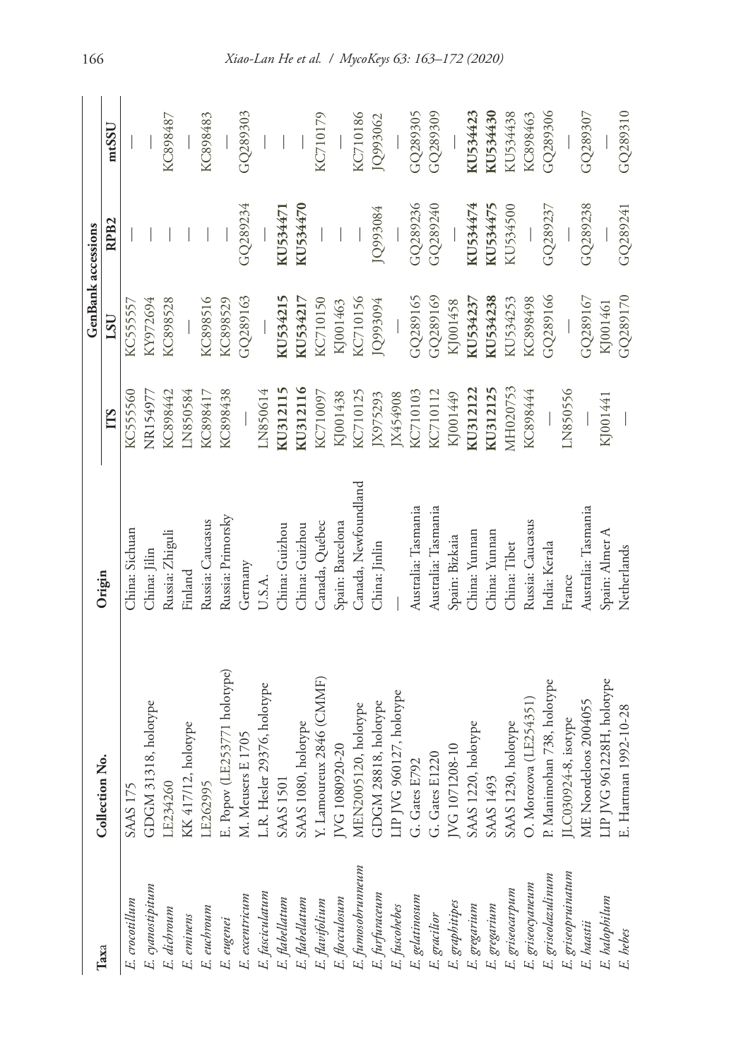| Taxa | Collection No. | Origin | GenBank accessions | | | |
|---|---|---|---|---|---|---|
| | | | ITS | LSU | RPB2 | mtSSU |
| *E. crocotillum* | SAAS 175 | China: Sichuan | KC555560 | KC555557 | — | — |
| *E. cyanostipitum* | GDGM 31318, holotype | China: Jilin | NR154977 | KY972694 | — | — |
| *E. dichroum* | LE234260 | Russia: Zhiguli | KC898442 | KC898528 | — | KC898487 |
| *E. eminens* | KK 417/12, holotype | Finland | LN850584 | — | — | — |
| *E. euchroum* | LE262995 | Russia: Caucasus | KC898417 | KC898516 | — | KC898483 |
| *E. eugenei* | E. Popov (LE253771 holotype) | Russia: Primorsky | KC898438 | KC898529 | — | — |
| *E. excentricum* | M. Meusers E 1705 | Germany | — | GQ289163 | GQ289234 | GQ289303 |
| *E. fasciculatum* | L.R. Hesler 29376, holotype | U.S.A. | LN850614 | — | — | — |
| *E. flabellatum* | SAAS 1501 | China: Guizhou | **KU312115** | **KU534215** | **KU534471** | — |
| *E. flabellatum* | SAAS 1080, holotype | China: Guizhou | **KU312116** | **KU534217** | **KU534470** | — |
| *E. flavifolium* | Y. Lamoureux 2846 (CMMF) | Canada, Québec | KC710097 | KC710150 | — | KC710179 |
| *E. flocculosum* | JVG 1080920-20 | Spain: Barcelona | KJ001438 | KJ001463 | — | — |
| *E. fumosobrunneum* | MEN2005120, holotype | Canada, Newfoundland | KC710125 | KC710156 | — | KC710186 |
| *E. furfuraceum* | GDGM 28818, holotype | China: Jinlin | JX975293 | JQ993094 | JQ993084 | JQ993062 |
| *E. fuscohebes* | LIP JVG 960127, holotype | — | JX454908 | — | — | — |
| *E. gelatinosum* | G. Gates E792 | Australia: Tasmania | KC710103 | GQ289165 | GQ289236 | GQ289305 |
| *E. gracilior* | G. Gates E1220 | Australia: Tasmania | KC710112 | GQ289169 | GQ289240 | GQ289309 |
| *E. graphitipes* | JVG 1071208-10 | Spain: Bizkaia | KJ001449 | KJ001458 | — | — |
| *E. gregarium* | SAAS 1220, holotype | China: Yunnan | **KU312122** | **KU534237** | **KU534474** | **KU534423** |
| *E. gregarium* | SAAS 1493 | China: Yunnan | **KU312125** | **KU534238** | **KU534475** | **KU534430** |
| *E. griseocarpum* | SAAS 1230, holotype | China: Tibet | MH020753 | KU534253 | KU534500 | KU534438 |
| *E. griseocyaneum* | O. Morozova (LE254351) | Russia: Caucasus | KC898444 | KC898498 | — | KC898463 |
| *E. griseolazulinum* | P. Manimohan 738, holotype | India: Kerala | — | GQ289166 | GQ289237 | GQ289306 |
| *E. griseopruinatum* | JLC030924-8, isotype | France | LN850556 | — | — | — |
| *E. haastii* | ME Noordeloos 2004055 | Australia: Tasmania | — | GQ289167 | GQ289238 | GQ289307 |
| *E. halophilum* | LIP JVG 961228H, holotype | Spain: Almer A | KJ001441 | KJ001461 | — | — |
| *E. hebes* | E. Hartman 1992-10-28 | Netherlands | — | GQ289170 | GQ289241 | GQ289310 |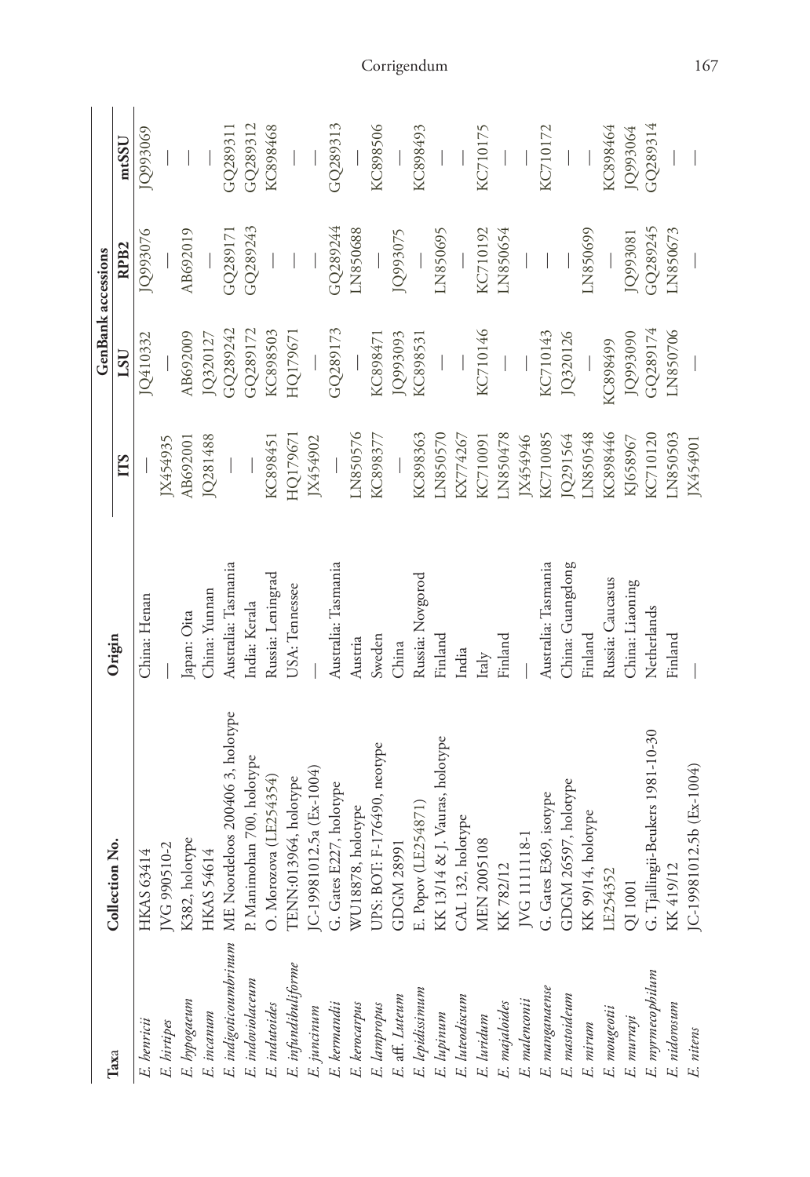| Taxa | Collection No. | Origin | GenBank accessions | | | |
|---|---|---|---|---|---|---|
| | | | ITS | LSU | RPB2 | mtSSU |
| *E. henricii* | HKAS 63414 | China: Henan | — | JQ410332 | JQ993076 | JQ993069 |
| *E. hirtipes* | JVG 990510-2 | — | JX454935 | — | — | — |
| *E. hypogaeum* | K382, holotype | Japan: Oita | AB692001 | AB692009 | AB692019 | — |
| *E. incanum* | HKAS 54614 | China: Yunnan | JQ281488 | JQ320127 | — | — |
| *E. indigoticoumbrinum* | ME Noordeloos 200406 3, holotype | Australia: Tasmania | — | GQ289242 | GQ289171 | GQ289311 |
| *E. indoviolaceum* | P. Manimohan 700, holotype | India: Kerala | — | GQ289172 | GQ289243 | GQ289312 |
| *E. indutoides* | O. Morozova (LE254354) | Russia: Leningrad | KC898451 | KC898503 | — | KC898468 |
| *E. infundibuliforme* | TENN:013964, holotype | USA: Tennessee | HQ179671 | HQ179671 | — | — |
| *E. juncinum* | JC-19981012.5a (Ex-1004) | — | JX454902 | — | — | — |
| *E. kermandii* | G. Gates E227, holotype | Australia: Tasmania | — | GQ289173 | GQ289244 | GQ289313 |
| *E. kerocarpus* | WU18878, holotype | Austria | LN850576 | — | LN850688 | — |
| *E. lampropus* | UPS: BOT: F-176490, neotype | Sweden | KC898377 | KC898471 | — | KC898506 |
| *E.* aff. *Luteum* | GDGM 28991 | China | — | JQ993093 | JQ993075 | — |
| *E. lepidissimum* | E. Popov (LE254871) | Russia: Novgorod | KC898363 | KC898531 | — | KC898493 |
| *E. lupinum* | KK 13/14 & J. Vauras, holotype | Finland | LN850570 | — | LN850695 | — |
| *E. luteodiscum* | CAL 132, holotype | India | KX774267 | — | — | — |
| *E. luridum* | MEN 2005108 | Italy | KC710091 | KC710146 | KC710192 | KC710175 |
| *E. majaloides* | KK 782/12 | Finland | LN850478 | — | LN850654 | — |
| *E. malenconii* | JVG 1111118-1 | — | JX454946 | — | — | — |
| *E. manganaense* | G. Gates E369, isotype | Australia: Tasmania | KC710085 | KC710143 | — | KC710172 |
| *E. mastoideum* | GDGM 26597, holotype | China: Guangdong | JQ291564 | JQ320126 | — | — |
| *E. mirum* | KK 99/14, holotype | Finland | LN850548 | — | LN850699 | — |
| *E. mougeotii* | LE254352 | Russia: Caucasus | KC898446 | KC898499 | — | KC898464 |
| *E. murrayi* | QI 1001 | China: Liaoning | KJ658967 | JQ993090 | JQ993081 | JQ993064 |
| *E. myrmecophilum* | G. Tjallingii-Beukers 1981-10-30 | Netherlands | KC710120 | GQ289174 | GQ289245 | GQ289314 |
| *E. nidorosum* | KK 419/12 | Finland | LN850503 | LN850706 | LN850673 | — |
| *E. nitens* | JC-19981012.5b (Ex-1004) | — | JX454901 | — | — | — |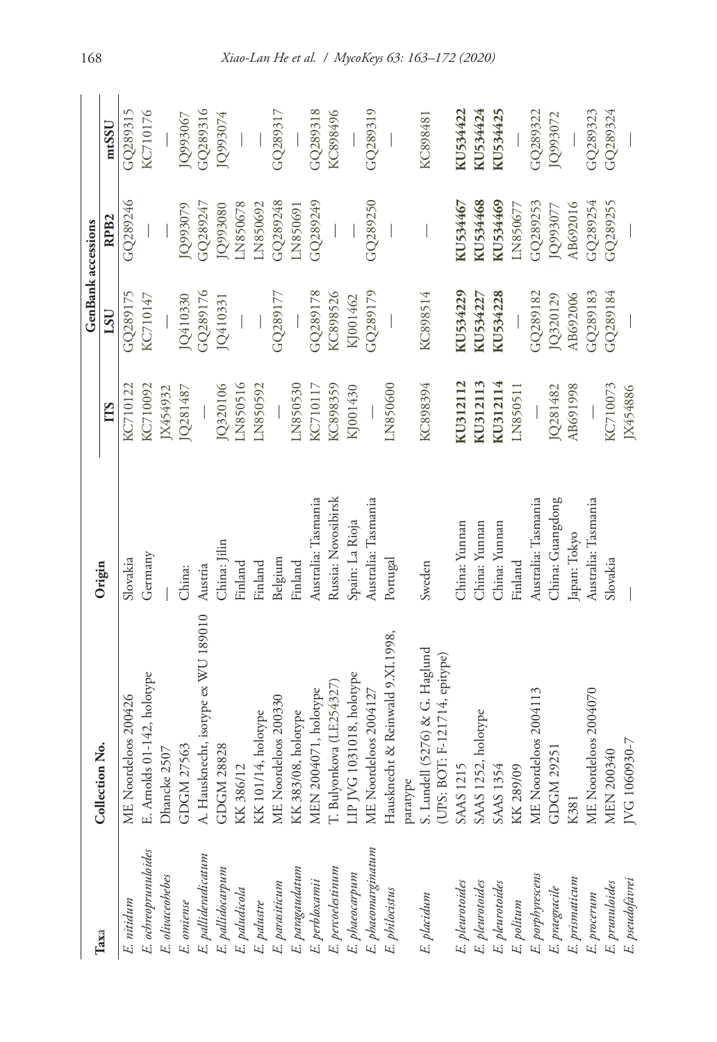| Taxa | Collection No. | Origin | GenBank accessions | | | |
|---|---|---|---|---|---|---|
| | | | ITS | LSU | RPB2 | mtSSU |
| *E. nitidum* | ME Noordeloos 200426 | Slovakia | KC710122 | GQ289175 | GQ289246 | GQ289315 |
| *E. ochreoprunuloides* | E. Arnolds 01-142, holotype | Germany | KC710092 | KC710147 | — | KC710176 |
| *E. olivaceohebes* | Dhancke 2507 | — | JX454932 | — | — | — |
| *E. omiense* | GDGM 27563 | China: | JQ281487 | JQ410330 | JQ993079 | JQ993067 |
| *E. pallideradicatum* | A. Hausknecht, isotype ex WU 189010 | Austria | — | GQ289176 | GQ289247 | GQ289316 |
| *E. pallidocarpum* | GDGM 28828 | China: Jilin | JQ320106 | JQ410331 | JQ993080 | JQ993074 |
| *E. paludicola* | KK 386/12 | Finland | LN850516 | — | LN850678 | — |
| *E. palustre* | KK 101/14, holotype | Finland | LN850592 | — | LN850692 | — |
| *E. parasiticum* | ME Noordeloos 200330 | Belgium | — | GQ289177 | GQ289248 | GQ289317 |
| *E. paragaudatum* | KK 383/08, holotype | Finland | LN850530 | — | LN850691 | — |
| *E. perbloxamii* | MEN 2004071, holotype | Australia: Tasmania | KC710117 | GQ289178 | GQ289249 | GQ289318 |
| *E. percoelestinum* | T. Bulyonkova (LE254327) | Russia: Novosibirsk | KC898359 | KC898526 | — | KC898496 |
| *E. phaeocarpum* | LIP JVG 1031018, holotype | Spain: La Rioja | KJ001430 | KJ001462 | — | — |
| *E. phaeomarginatum* | ME Noordeloos 2004127 | Australia: Tasmania | — | GQ289179 | GQ289250 | GQ289319 |
| *E. philocistus* | Hausknecht & Reinwald 9.XI.1998, paratype | Portugal | LN850600 | — | — | — |
| *E. placidum* | S. Lundell (5276) & G. Haglund (UPS: BOT: F-121714, epitype) | Sweden | KC898394 | KC898514 | — | KC898481 |
| *E. pleurotoides* | SAAS 1215 | China: Yunnan | **KU312112** | **KU534229** | **KU534467** | **KU534422** |
| *E. pleurotoides* | SAAS 1252, holotype | China: Yunnan | **KU312113** | **KU534227** | **KU534468** | **KU534424** |
| *E. pleurotoides* | SAAS 1354 | China: Yunnan | **KU312114** | **KU534228** | **KU534469** | **KU534425** |
| *E. politum* | KK 289/09 | Finland | LN850511 | — | LN850677 | — |
| *E. porphyrescens* | ME Noordeloos 2004113 | Australia: Tasmania | — | GQ289182 | GQ289253 | GQ289322 |
| *E. praegracile* | GDGM 29251 | China: Guangdong | JQ281482 | JQ320129 | JQ993077 | JQ993072 |
| *E. prismaticum* | K381 | Japan: Tokyo | AB691998 | AB692006 | AB692016 | — |
| *E. procerum* | ME Noordeloos 2004070 | Australia: Tasmania | — | GQ289183 | GQ289254 | GQ289323 |
| *E. prunuloides* | MEN 200340 | Slovakia | KC710073 | GQ289184 | GQ289255 | GQ289324 |
| *E. pseudofavrei* | JVG 1060930-7 | — | JX454886 | — | — | — |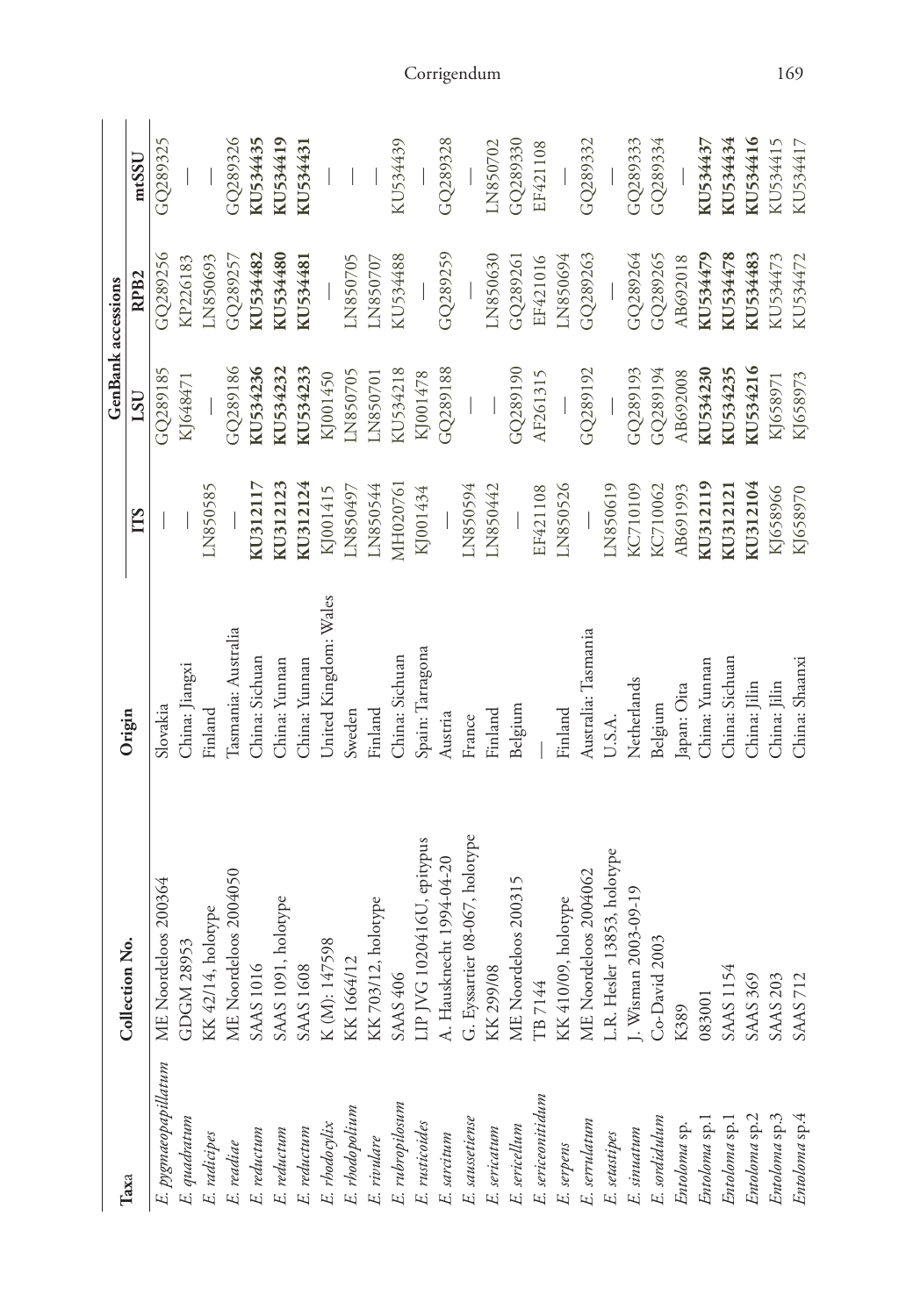| Taxa | Collection No. | Origin | GenBank accessions | | | |
|---|---|---|---|---|---|---|
| | | | ITS | LSU | RPB2 | mtSSU |
| *E. pygmaeopapillatum* | ME Noordeloos 200364 | Slovakia | — | GQ289185 | GQ289256 | GQ289325 |
| *E. quadratum* | GDGM 28953 | China: Jiangxi | — | KJ648471 | KP226183 | — |
| *E. radicipes* | KK 42/14, holotype | Finland | LN850585 | — | LN850693 | — |
| *E. readiae* | ME Noordeloos 2004050 | Tasmania: Australia | — | GQ289186 | GQ289257 | GQ289326 |
| *E. reductum* | SAAS 1016 | China: Sichuan | **KU312117** | **KU534236** | **KU534482** | **KU534435** |
| *E. reductum* | SAAS 1091, holotype | China: Yunnan | **KU312123** | **KU534232** | **KU534480** | **KU534419** |
| *E. reductum* | SAAS 1608 | China: Yunnan | **KU312124** | **KU534233** | **KU534481** | **KU534431** |
| *E. rhodocylix* | K (M): 147598 | United Kingdom: Wales | KJ001415 | KJ001450 | — | — |
| *E. rhodopolium* | KK 1664/12 | Sweden | LN850497 | LN850705 | LN850705 | — |
| *E. rivulare* | KK 703/12, holotype | Finland | LN850544 | LN850701 | LN850707 | — |
| *E. rubropilosum* | SAAS 406 | China: Sichuan | MH020761 | KU534218 | KU534488 | KU534439 |
| *E. rusticoides* | LIP JVG 1020416U, epitypus | Spain: Tarragona | KJ001434 | KJ001478 | — | — |
| *E. sarcitum* | A. Hausknecht 1994-04-20 | Austria | — | GQ289188 | GQ289259 | GQ289328 |
| *E. saussetiense* | G. Eyssartier 08-067, holotype | France | LN850594 | — | — | — |
| *E. sericatum* | KK 299/08 | Finland | LN850442 | — | LN850630 | LN850702 |
| *E. sericellum* | ME Noordeloos 200315 | Belgium | — | GQ289190 | GQ289261 | GQ289330 |
| *E. sericonitidum* | TB 7144 | — | EF421108 | AF261315 | EF421016 | EF421108 |
| *E. serpens* | KK 410/09, holotype | Finland | LN850526 | — | LN850694 | — |
| *E. serrulatum* | ME Noordeloos 2004062 | Australia: Tasmania | — | GQ289192 | GQ289263 | GQ289332 |
| *E. setastipes* | L.R. Hesler 13853, holotype | U.S.A. | LN850619 | — | — | — |
| *E. sinuatum* | J. Wisman 2003-09-19 | Netherlands | KC710109 | GQ289193 | GQ289264 | GQ289333 |
| *E. sordidulum* | Co-David 2003 | Belgium | KC710062 | GQ289194 | GQ289265 | GQ289334 |
| *Entoloma* sp. | K389 | Japan: Oita | AB691993 | AB692008 | AB692018 | — |
| *Entoloma* sp.1 | 083001 | China: Yunnan | **KU312119** | **KU534230** | **KU534479** | **KU534437** |
| *Entoloma* sp.1 | SAAS 1154 | China: Sichuan | **KU312121** | **KU534235** | **KU534478** | **KU534434** |
| *Entoloma* sp.2 | SAAS 369 | China: Jilin | **KU312104** | **KU534216** | **KU534483** | **KU534416** |
| *Entoloma* sp.3 | SAAS 203 | China: Jilin | KJ658966 | KJ658971 | KU534473 | KU534415 |
| *Entoloma* sp.4 | SAAS 712 | China: Shaanxi | KJ658970 | KJ658973 | KU534472 | KU534417 |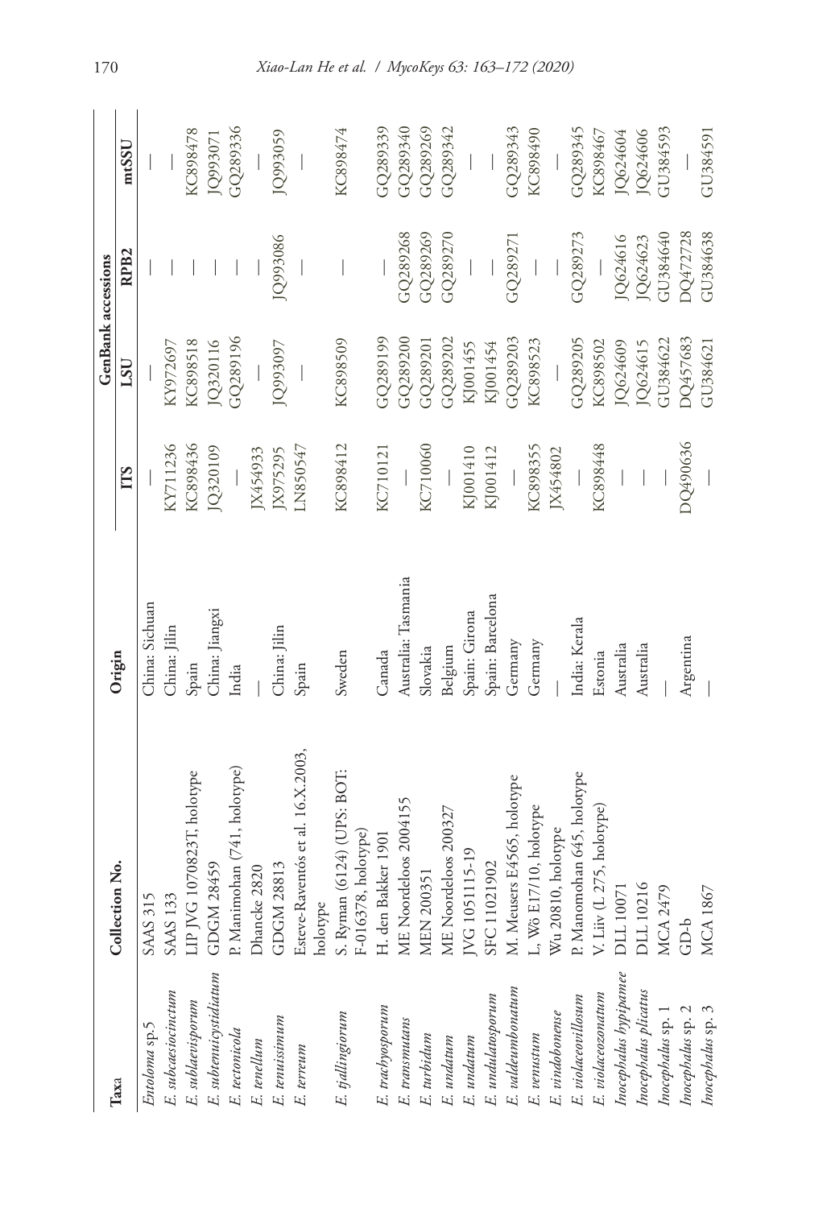| Taxa | Collection No. | Origin | GenBank accessions | | | |
|---|---|---|---|---|---|---|
| | | | ITS | LSU | RPB2 | mtSSU |
| *Entoloma* sp.5 | SAAS 315 | China: Sichuan | — | — | — | — |
| *E. subcaesiocinctum* | SAAS 133 | China: Jilin | KY711236 | KY972697 | — | — |
| *E. sublaevisporum* | LIP JVG 1070823T, holotype | Spain | KC898436 | KC898518 | — | KC898478 |
| *E. subtenuicystidiatum* | GDGM 28459 | China: Jiangxi | JQ320109 | JQ320116 | — | JQ993071 |
| *E. tectonicola* | P. Manimohan (741, holotype) | India | — | GQ289196 | — | GQ289336 |
| *E. tenellum* | Dhancke 2820 | — | JX454933 | — | — | — |
| *E. tenuissimum* | GDGM 28813 | China: Jilin | JX975295 | JQ993097 | JQ993086 | JQ993059 |
| *E. terreum* | Esteve-Raventós et al. 16.X.2003, holotype | Spain | LN850547 | — | — | — |
| *E. tjallingiorum* | S. Ryman (6124) (UPS: BOT: F-016378, holotype) | Sweden | KC898412 | KC898509 | — | KC898474 |
| *E. trachyosporum* | H. den Bakker 1901 | Canada | KC710121 | GQ289199 | — | GQ289339 |
| *E. transmutans* | ME Noordeloos 2004155 | Australia: Tasmania | — | GQ289200 | GQ289268 | GQ289340 |
| *E. turbidum* | MEN 200351 | Slovakia | KC710060 | GQ289201 | GQ289269 | GQ289269 |
| *E. undatum* | ME Noordeloos 200327 | Belgium | — | GQ289202 | GQ289270 | GQ289342 |
| *E. undatum* | JVG 1051115-19 | Spain: Girona | KJ001410 | KJ001455 | — | — |
| *E. undulatosporum* | SFC 11021902 | Spain: Barcelona | KJ001412 | KJ001454 | — | — |
| *E. valdeumbonatum* | M. Meusers E4565, holotype | Germany | — | GQ289203 | GQ289271 | GQ289343 |
| *E. venustum* | L, Wö E17/10, holotype | Germany | KC898355 | KC898523 | — | KC898490 |
| *E. vindobonense* | Wu 20810, holotype | — | JX454802 | — | — | — |
| *E. violaceovillosum* | P. Manomohan 645, holotype | India: Kerala | — | GQ289205 | GQ289273 | GQ289345 |
| *E. violaceozonatum* | V. Liiv (L 275, holotype) | Estonia | KC898448 | KC898502 | — | KC898467 |
| *Inocephalus hypipamee* | DLL 10071 | Australia | — | JQ624609 | JQ624616 | JQ624604 |
| *Inocephalus plicatus* | DLL 10216 | Australia | — | JQ624615 | JQ624623 | JQ624606 |
| *Inocephalus* sp. 1 | MCA 2479 | — | — | GU384622 | GU384640 | GU384593 |
| *Inocephalus* sp. 2 | GD-b | Argentina | DQ490636 | DQ457683 | DQ472728 | — |
| *Inocephalus* sp. 3 | MCA 1867 | — | — | GU384621 | GU384638 | GU384591 |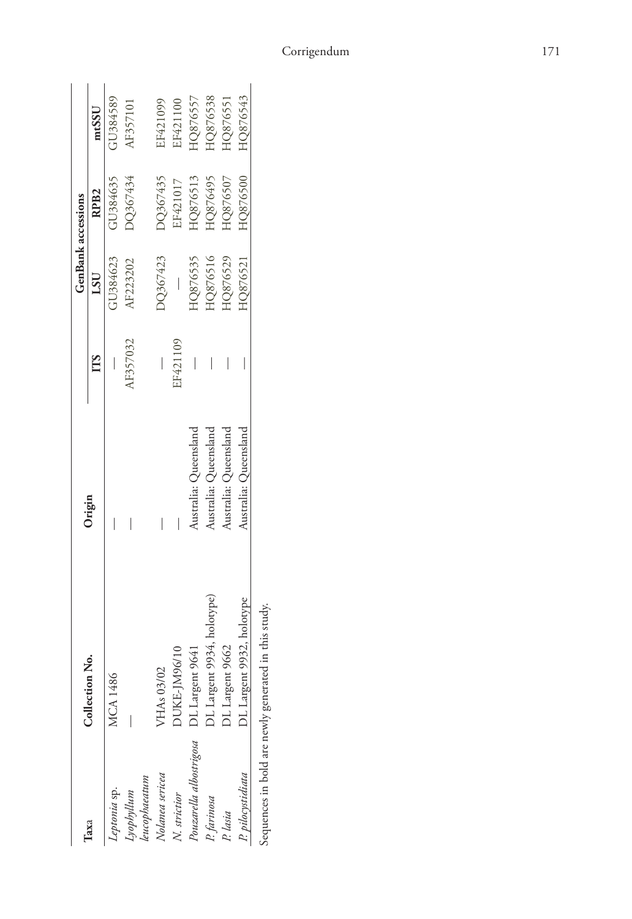| Taxa | Collection No. | Origin | GenBank accessions | | | |
|---|---|---|---|---|---|---|
| | | | ITS | LSU | RPB2 | mtSSU |
| *Leptonia* sp. | MCA 1486 | — | — | GU384623 | GU384635 | GU384589 |
| *Lyophyllum leucophaeatum* | — | — | AF357032 | AF223202 | DQ367434 | AF357101 |
| *Nolanea sericea* | VHAs 03/02 | — | — | DQ367423 | DQ367435 | EF421099 |
| *N. strictior* | DUKE-JM96/10 | — | EF421109 | — | EF421017 | EF421100 |
| *Pouzarella albostrigosa* | DL Largent 9641 | Australia: Queensland | — | HQ876535 | HQ876513 | HQ876557 |
| *P. farinosa* | DL Largent 9934, holotype) | Australia: Queensland | — | HQ876516 | HQ876495 | HQ876538 |
| *P. lasia* | DL Largent 9662 | Australia: Queensland | — | HQ876529 | HQ876507 | HQ876551 |
| *P. pilocystidiata* | DL Largent 9932, holotype | Australia: Queensland | — | HQ876521 | HQ876500 | HQ876543 |

Sequences in bold are newly generated in this study.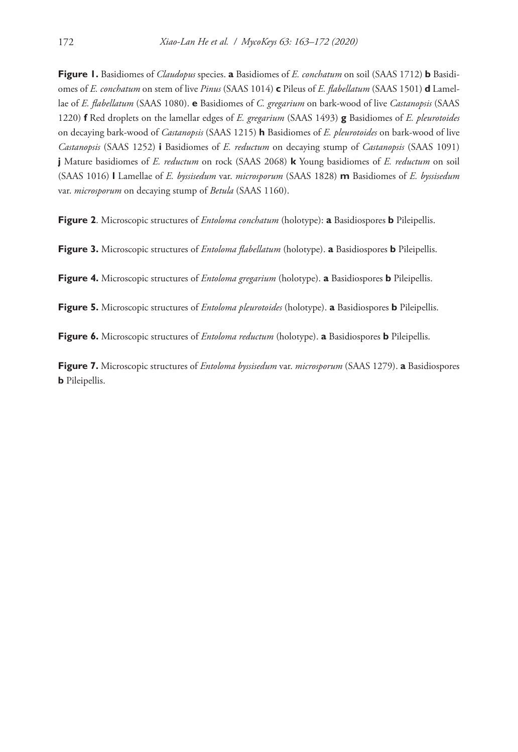**Figure 1.** Basidiomes of *Claudopus* species. **a** Basidiomes of *E. conchatum* on soil (SAAS 1712) **b** Basidiomes of *E. conchatum* on stem of live *Pinus* (SAAS 1014) **c** Pileus of *E. flabellatum* (SAAS 1501) **d** Lamellae of *E. flabellatum* (SAAS 1080). **e** Basidiomes of *C. gregarium* on bark-wood of live *Castanopsis* (SAAS 1220) **f** Red droplets on the lamellar edges of *E. gregarium* (SAAS 1493) **g** Basidiomes of *E. pleurotoides* on decaying bark-wood of *Castanopsis* (SAAS 1215) **h** Basidiomes of *E. pleurotoides* on bark-wood of live *Castanopsis* (SAAS 1252) **i** Basidiomes of *E. reductum* on decaying stump of *Castanopsis* (SAAS 1091) **j** Mature basidiomes of *E. reductum* on rock (SAAS 2068) **k** Young basidiomes of *E. reductum* on soil (SAAS 1016) **l** Lamellae of *E. byssisedum* var. *microsporum* (SAAS 1828) **m** Basidiomes of *E. byssisedum* var. *microsporum* on decaying stump of *Betula* (SAAS 1160).

**Figure 2**. Microscopic structures of *Entoloma conchatum* (holotype): **a** Basidiospores **b** Pileipellis.

**Figure 3.** Microscopic structures of *Entoloma flabellatum* (holotype). **a** Basidiospores **b** Pileipellis.

**Figure 4.** Microscopic structures of *Entoloma gregarium* (holotype). **a** Basidiospores **b** Pileipellis.

**Figure 5.** Microscopic structures of *Entoloma pleurotoides* (holotype). **a** Basidiospores **b** Pileipellis.

**Figure 6.** Microscopic structures of *Entoloma reductum* (holotype). **a** Basidiospores **b** Pileipellis.

**Figure 7.** Microscopic structures of *Entoloma byssisedum* var. *microsporum* (SAAS 1279). **a** Basidiospores **b** Pileipellis.